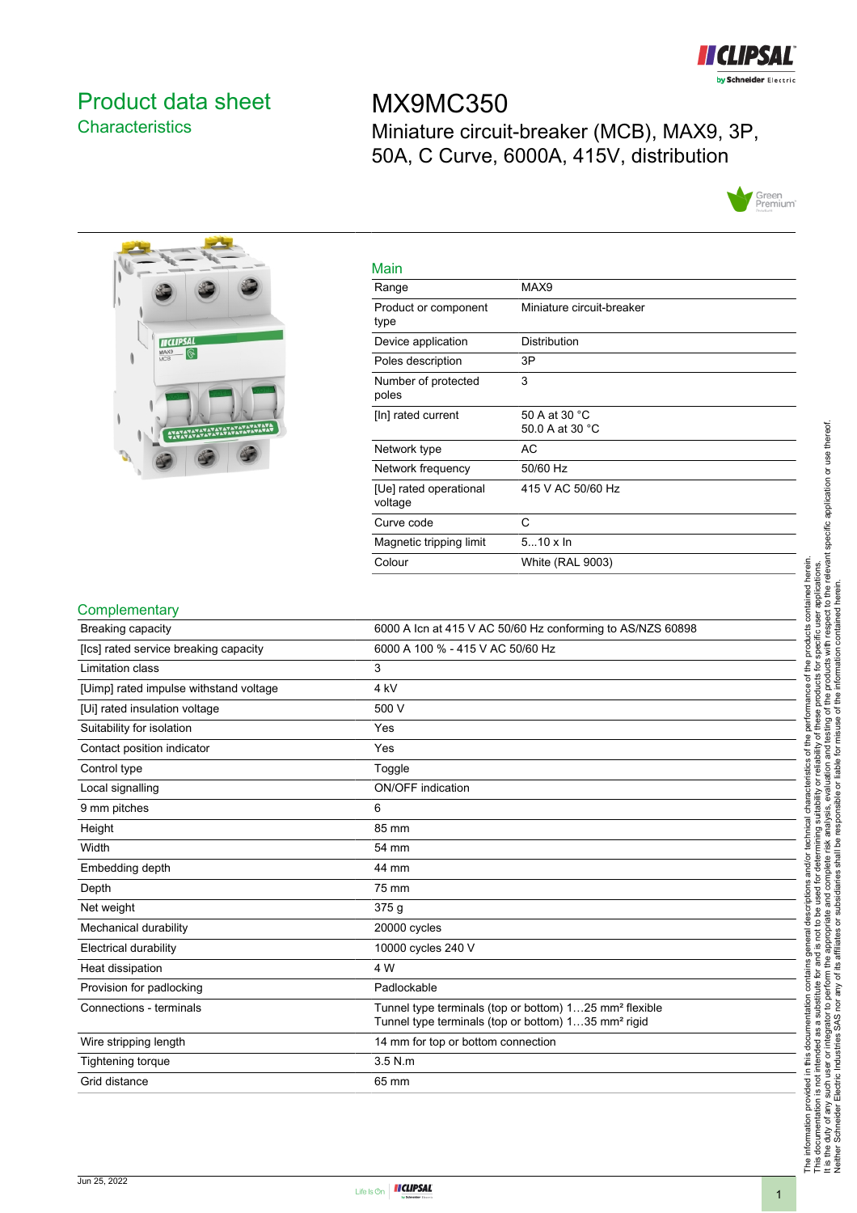# Product data sheet

## Characteristics

# MX9MC350

Miniature circuit-breaker (MCB), MAX9, 3P, 50A, C Curve, 6000A, 415V, distribution

## Main

| | |
|---|---|
| Range | MAX9 |
| Product or component type | Miniature circuit-breaker |
| Device application | Distribution |
| Poles description | 3P |
| Number of protected poles | 3 |
| [In] rated current | 50 A at 30 °C<br>50.0 A at 30 °C |
| Network type | AC |
| Network frequency | 50/60 Hz |
| [Ue] rated operational voltage | 415 V AC 50/60 Hz |
| Curve code | C |
| Magnetic tripping limit | 5...10 x In |
| Colour | White (RAL 9003) |

## Complementary

| | |
|---|---|
| Breaking capacity | 6000 A Icn at 415 V AC 50/60 Hz conforming to AS/NZS 60898 |
| [Ics] rated service breaking capacity | 6000 A 100 % - 415 V AC 50/60 Hz |
| Limitation class | 3 |
| [Uimp] rated impulse withstand voltage | 4 kV |
| [Ui] rated insulation voltage | 500 V |
| Suitability for isolation | Yes |
| Contact position indicator | Yes |
| Control type | Toggle |
| Local signalling | ON/OFF indication |
| 9 mm pitches | 6 |
| Height | 85 mm |
| Width | 54 mm |
| Embedding depth | 44 mm |
| Depth | 75 mm |
| Net weight | 375 g |
| Mechanical durability | 20000 cycles |
| Electrical durability | 10000 cycles 240 V |
| Heat dissipation | 4 W |
| Provision for padlocking | Padlockable |
| Connections - terminals | Tunnel type terminals (top or bottom) 1…25 mm² flexible<br>Tunnel type terminals (top or bottom) 1…35 mm² rigid |
| Wire stripping length | 14 mm for top or bottom connection |
| Tightening torque | 3.5 N.m |
| Grid distance | 65 mm |

The information provided in this documentation contains general descriptions and/or technical characteristics of the performance of the products contained herein. This documentation is not intended as a substitute for and is not to be used for determining suitability or reliability of these products for specific user applications. It is the duty of any such user or integrator to perform the appropriate and complete risk analysis, evaluation and testing of the products with respect to the relevant specific application or use thereof. Neither Schneider Electric Industries SAS nor any of its affiliates or subsidiaries shall be responsible or liable for misuse of the information contained herein.

Jun 25, 2022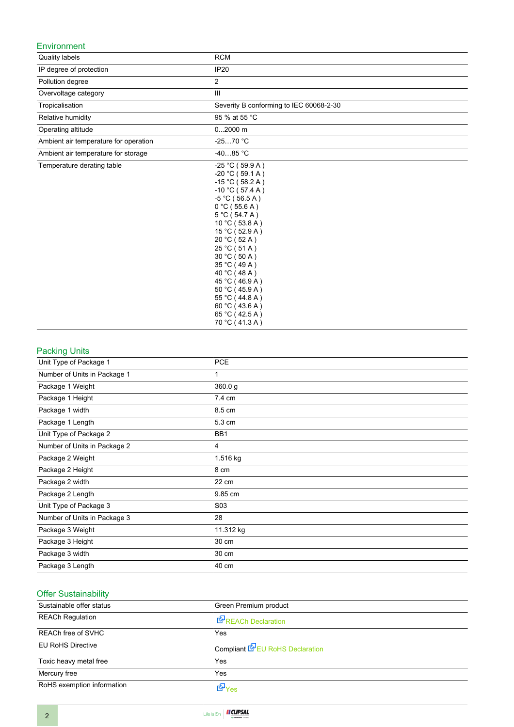## Environment

| | |
|---|---|
| Quality labels | RCM |
| IP degree of protection | IP20 |
| Pollution degree | 2 |
| Overvoltage category | III |
| Tropicalisation | Severity B conforming to IEC 60068-2-30 |
| Relative humidity | 95 % at 55 °C |
| Operating altitude | 0...2000 m |
| Ambient air temperature for operation | -25…70 °C |
| Ambient air temperature for storage | -40…85 °C |
| Temperature derating table | -25 °C ( 59.9 A )<br>-20 °C ( 59.1 A )<br>-15 °C ( 58.2 A )<br>-10 °C ( 57.4 A )<br>-5 °C ( 56.5 A )<br>0 °C ( 55.6 A )<br>5 °C ( 54.7 A )<br>10 °C ( 53.8 A )<br>15 °C ( 52.9 A )<br>20 °C ( 52 A )<br>25 °C ( 51 A )<br>30 °C ( 50 A )<br>35 °C ( 49 A )<br>40 °C ( 48 A )<br>45 °C ( 46.9 A )<br>50 °C ( 45.9 A )<br>55 °C ( 44.8 A )<br>60 °C ( 43.6 A )<br>65 °C ( 42.5 A )<br>70 °C ( 41.3 A ) |

## Packing Units

| | |
|---|---|
| Unit Type of Package 1 | PCE |
| Number of Units in Package 1 | 1 |
| Package 1 Weight | 360.0 g |
| Package 1 Height | 7.4 cm |
| Package 1 width | 8.5 cm |
| Package 1 Length | 5.3 cm |
| Unit Type of Package 2 | BB1 |
| Number of Units in Package 2 | 4 |
| Package 2 Weight | 1.516 kg |
| Package 2 Height | 8 cm |
| Package 2 width | 22 cm |
| Package 2 Length | 9.85 cm |
| Unit Type of Package 3 | S03 |
| Number of Units in Package 3 | 28 |
| Package 3 Weight | 11.312 kg |
| Package 3 Height | 30 cm |
| Package 3 width | 30 cm |
| Package 3 Length | 40 cm |

## Offer Sustainability

| | |
|---|---|
| Sustainable offer status | Green Premium product |
| REACh Regulation | REACh Declaration |
| REACh free of SVHC | Yes |
| EU RoHS Directive | Compliant EU RoHS Declaration |
| Toxic heavy metal free | Yes |
| Mercury free | Yes |
| RoHS exemption information | Yes |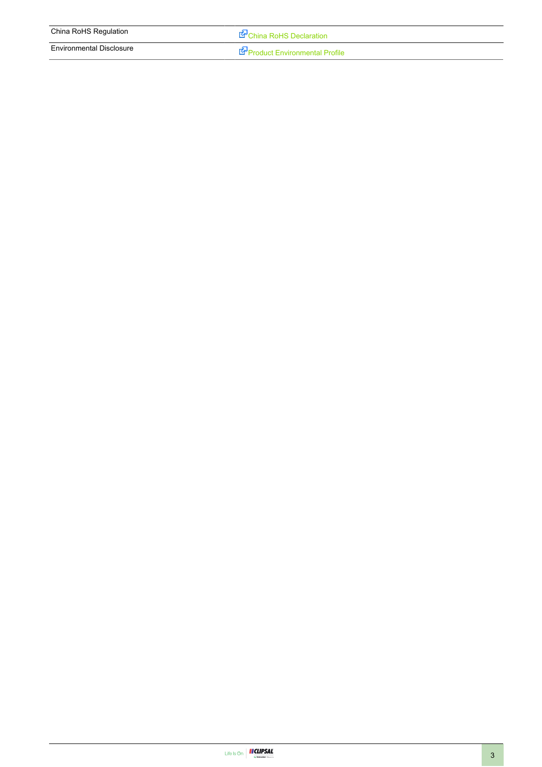| | |
|---|---|
| China RoHS Regulation | China RoHS Declaration |
| Environmental Disclosure | Product Environmental Profile |